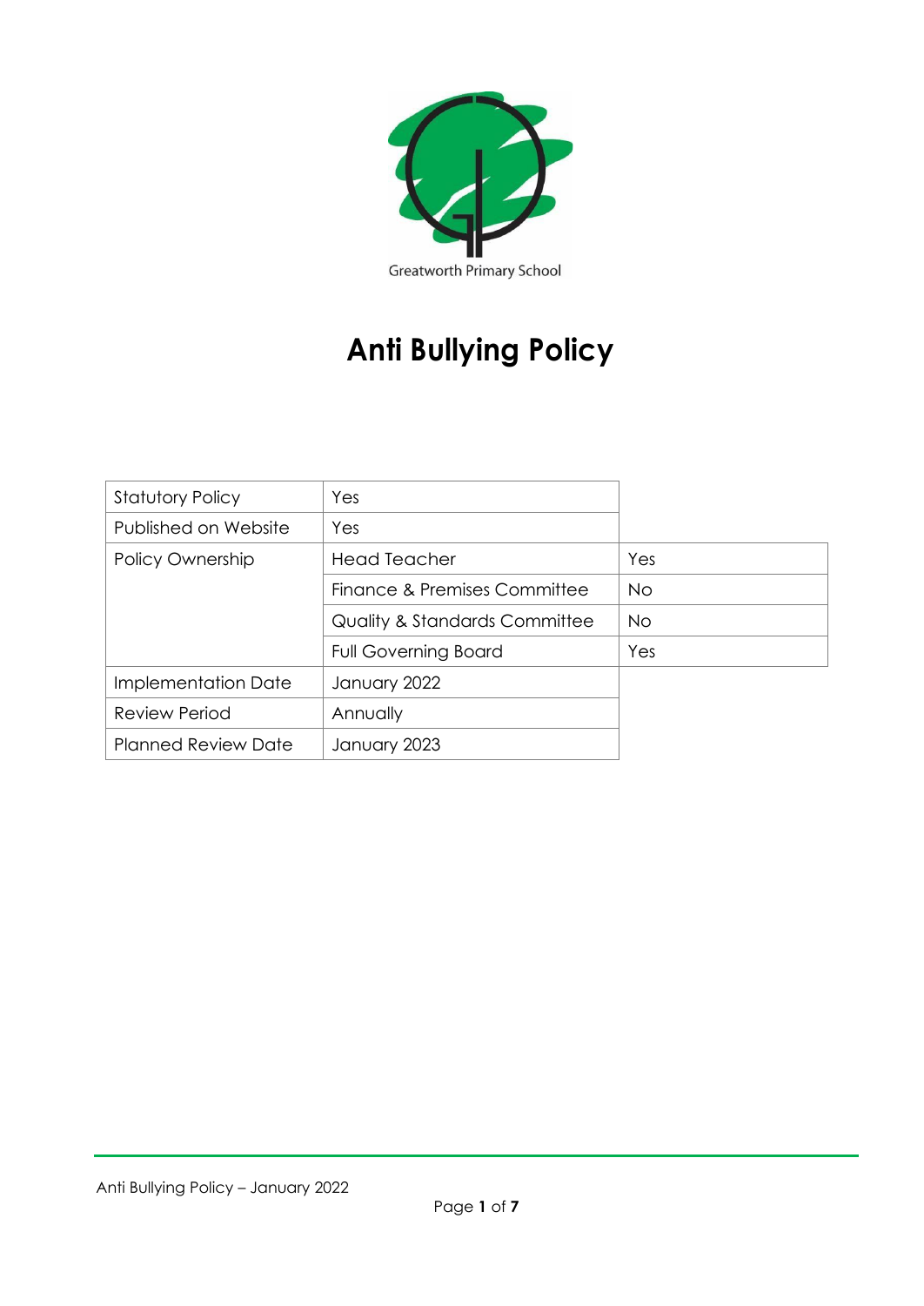Greatworth Primary School

# Anti Bullying Policy

| | | |
|---|---|---|
| Statutory Policy | Yes | |
| Published on Website | Yes | |
| Policy Ownership | Head Teacher | Yes |
| | Finance & Premises Committee | No |
| | Quality & Standards Committee | No |
| | Full Governing Board | Yes |
| Implementation Date | January 2022 | |
| Review Period | Annually | |
| Planned Review Date | January 2023 | |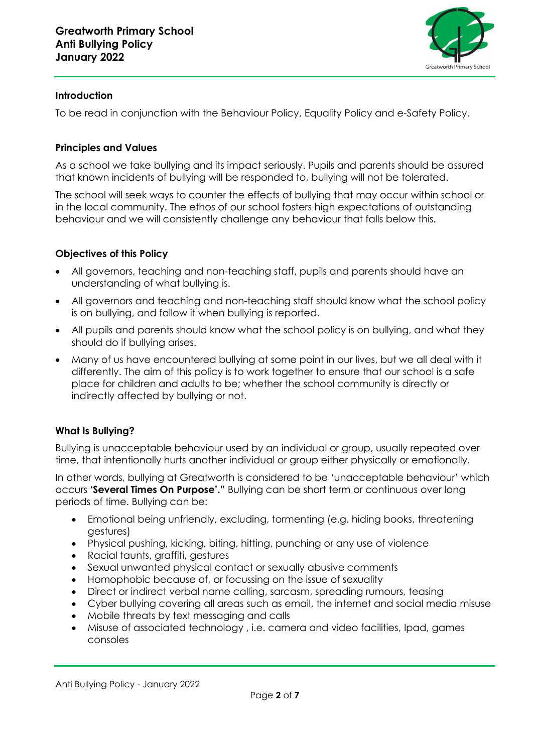## Introduction

To be read in conjunction with the Behaviour Policy, Equality Policy and e-Safety Policy.

## Principles and Values

As a school we take bullying and its impact seriously. Pupils and parents should be assured that known incidents of bullying will be responded to, bullying will not be tolerated.

The school will seek ways to counter the effects of bullying that may occur within school or in the local community. The ethos of our school fosters high expectations of outstanding behaviour and we will consistently challenge any behaviour that falls below this.

## Objectives of this Policy

- All governors, teaching and non-teaching staff, pupils and parents should have an understanding of what bullying is.
- All governors and teaching and non-teaching staff should know what the school policy is on bullying, and follow it when bullying is reported.
- All pupils and parents should know what the school policy is on bullying, and what they should do if bullying arises.
- Many of us have encountered bullying at some point in our lives, but we all deal with it differently. The aim of this policy is to work together to ensure that our school is a safe place for children and adults to be; whether the school community is directly or indirectly affected by bullying or not.

## What Is Bullying?

Bullying is unacceptable behaviour used by an individual or group, usually repeated over time, that intentionally hurts another individual or group either physically or emotionally.

In other words, bullying at Greatworth is considered to be 'unacceptable behaviour' which occurs **'Several Times On Purpose'."** Bullying can be short term or continuous over long periods of time. Bullying can be:

- Emotional being unfriendly, excluding, tormenting (e.g. hiding books, threatening gestures)
- Physical pushing, kicking, biting, hitting, punching or any use of violence
- Racial taunts, graffiti, gestures
- Sexual unwanted physical contact or sexually abusive comments
- Homophobic because of, or focussing on the issue of sexuality
- Direct or indirect verbal name calling, sarcasm, spreading rumours, teasing
- Cyber bullying covering all areas such as email, the internet and social media misuse
- Mobile threats by text messaging and calls
- Misuse of associated technology , i.e. camera and video facilities, Ipad, games consoles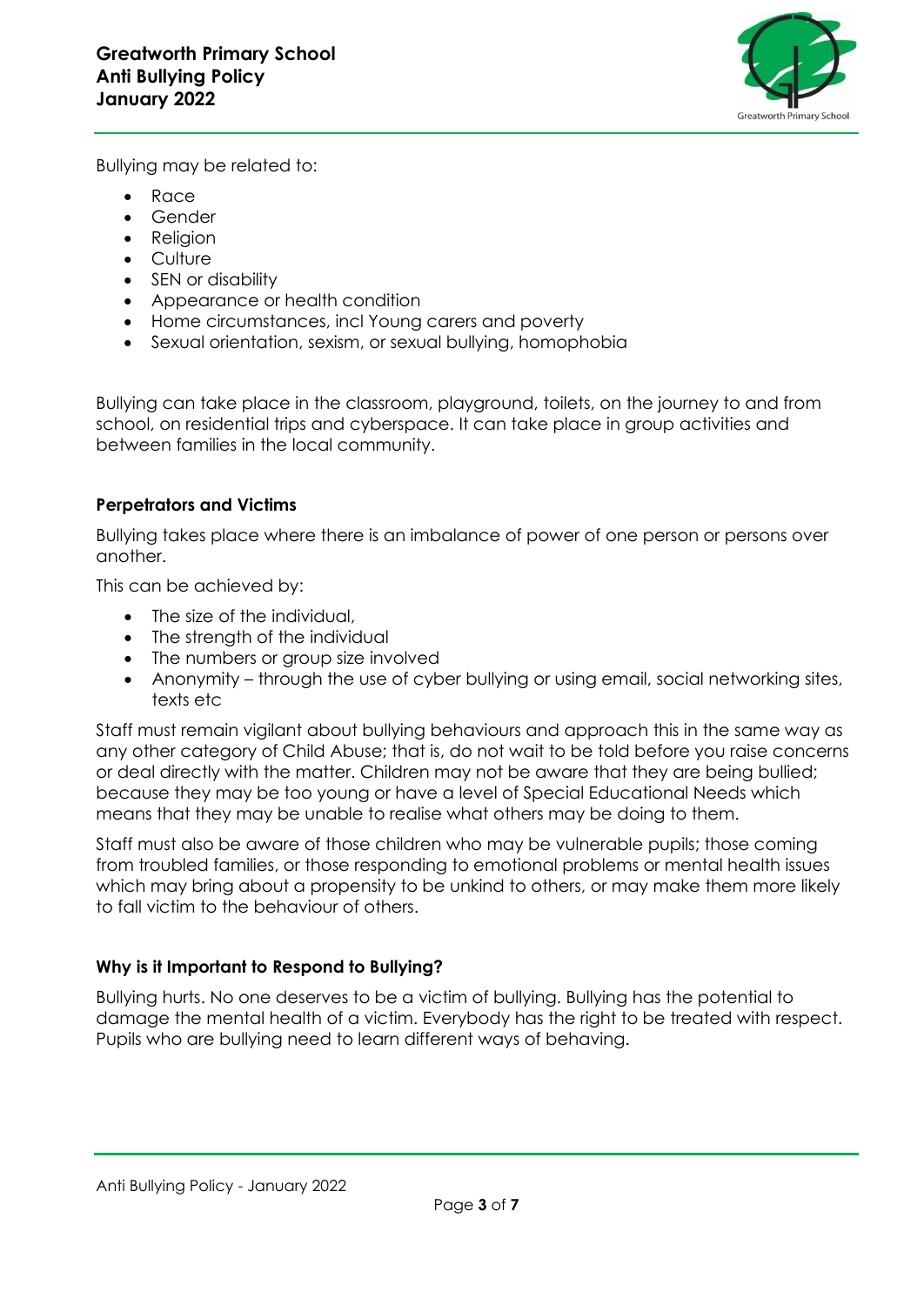Bullying may be related to:

- Race
- Gender
- Religion
- Culture
- SEN or disability
- Appearance or health condition
- Home circumstances, incl Young carers and poverty
- Sexual orientation, sexism, or sexual bullying, homophobia

Bullying can take place in the classroom, playground, toilets, on the journey to and from school, on residential trips and cyberspace. It can take place in group activities and between families in the local community.

### Perpetrators and Victims

Bullying takes place where there is an imbalance of power of one person or persons over another.

This can be achieved by:

- The size of the individual,
- The strength of the individual
- The numbers or group size involved
- Anonymity – through the use of cyber bullying or using email, social networking sites, texts etc

Staff must remain vigilant about bullying behaviours and approach this in the same way as any other category of Child Abuse; that is, do not wait to be told before you raise concerns or deal directly with the matter. Children may not be aware that they are being bullied; because they may be too young or have a level of Special Educational Needs which means that they may be unable to realise what others may be doing to them.

Staff must also be aware of those children who may be vulnerable pupils; those coming from troubled families, or those responding to emotional problems or mental health issues which may bring about a propensity to be unkind to others, or may make them more likely to fall victim to the behaviour of others.

### Why is it Important to Respond to Bullying?

Bullying hurts. No one deserves to be a victim of bullying. Bullying has the potential to damage the mental health of a victim. Everybody has the right to be treated with respect. Pupils who are bullying need to learn different ways of behaving.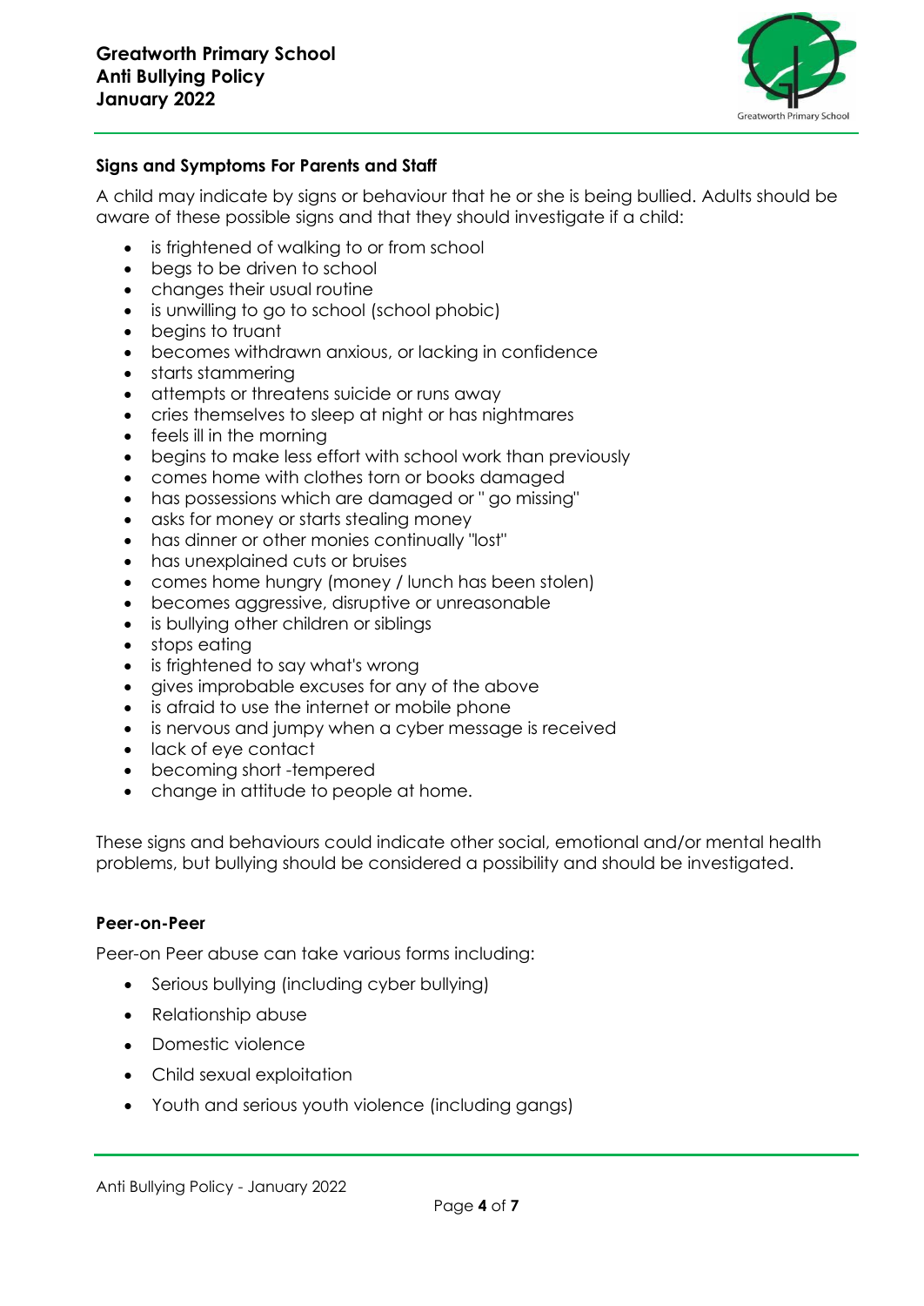### Signs and Symptoms For Parents and Staff

A child may indicate by signs or behaviour that he or she is being bullied. Adults should be aware of these possible signs and that they should investigate if a child:

- is frightened of walking to or from school
- begs to be driven to school
- changes their usual routine
- is unwilling to go to school (school phobic)
- begins to truant
- becomes withdrawn anxious, or lacking in confidence
- starts stammering
- attempts or threatens suicide or runs away
- cries themselves to sleep at night or has nightmares
- feels ill in the morning
- begins to make less effort with school work than previously
- comes home with clothes torn or books damaged
- has possessions which are damaged or " go missing"
- asks for money or starts stealing money
- has dinner or other monies continually "lost"
- has unexplained cuts or bruises
- comes home hungry (money / lunch has been stolen)
- becomes aggressive, disruptive or unreasonable
- is bullying other children or siblings
- stops eating
- is frightened to say what's wrong
- gives improbable excuses for any of the above
- is afraid to use the internet or mobile phone
- is nervous and jumpy when a cyber message is received
- lack of eye contact
- becoming short -tempered
- change in attitude to people at home.

These signs and behaviours could indicate other social, emotional and/or mental health problems, but bullying should be considered a possibility and should be investigated.

### Peer-on-Peer

Peer-on Peer abuse can take various forms including:

- Serious bullying (including cyber bullying)
- Relationship abuse
- Domestic violence
- Child sexual exploitation
- Youth and serious youth violence (including gangs)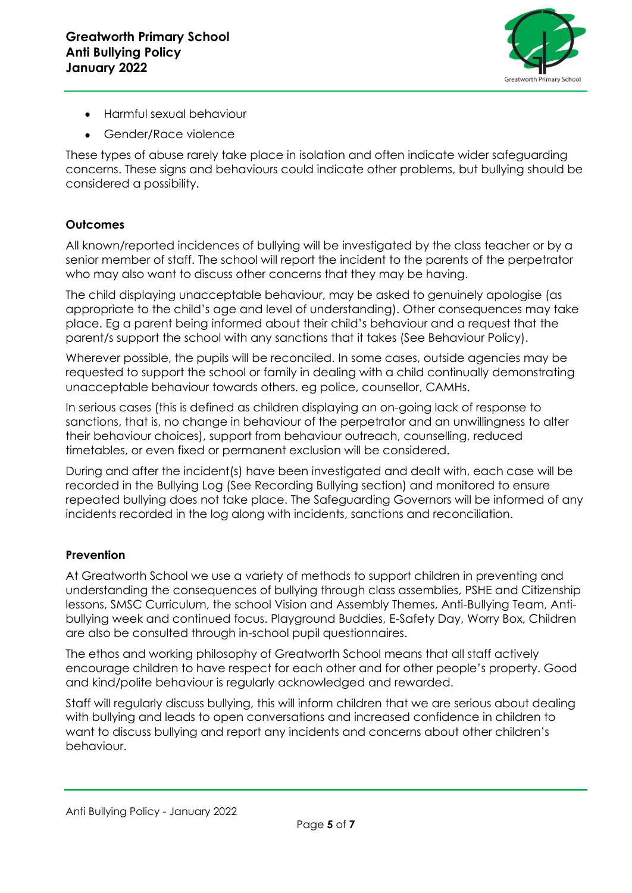- Harmful sexual behaviour
- Gender/Race violence

These types of abuse rarely take place in isolation and often indicate wider safeguarding concerns. These signs and behaviours could indicate other problems, but bullying should be considered a possibility.

**Outcomes**

All known/reported incidences of bullying will be investigated by the class teacher or by a senior member of staff. The school will report the incident to the parents of the perpetrator who may also want to discuss other concerns that they may be having.

The child displaying unacceptable behaviour, may be asked to genuinely apologise (as appropriate to the child's age and level of understanding). Other consequences may take place. Eg a parent being informed about their child's behaviour and a request that the parent/s support the school with any sanctions that it takes (See Behaviour Policy).

Wherever possible, the pupils will be reconciled. In some cases, outside agencies may be requested to support the school or family in dealing with a child continually demonstrating unacceptable behaviour towards others. eg police, counsellor, CAMHs.

In serious cases (this is defined as children displaying an on-going lack of response to sanctions, that is, no change in behaviour of the perpetrator and an unwillingness to alter their behaviour choices), support from behaviour outreach, counselling, reduced timetables, or even fixed or permanent exclusion will be considered.

During and after the incident(s) have been investigated and dealt with, each case will be recorded in the Bullying Log (See Recording Bullying section) and monitored to ensure repeated bullying does not take place. The Safeguarding Governors will be informed of any incidents recorded in the log along with incidents, sanctions and reconciliation.

**Prevention**

At Greatworth School we use a variety of methods to support children in preventing and understanding the consequences of bullying through class assemblies, PSHE and Citizenship lessons, SMSC Curriculum, the school Vision and Assembly Themes, Anti-Bullying Team, Anti-bullying week and continued focus. Playground Buddies, E-Safety Day, Worry Box, Children are also be consulted through in-school pupil questionnaires.

The ethos and working philosophy of Greatworth School means that all staff actively encourage children to have respect for each other and for other people's property. Good and kind/polite behaviour is regularly acknowledged and rewarded.

Staff will regularly discuss bullying, this will inform children that we are serious about dealing with bullying and leads to open conversations and increased confidence in children to want to discuss bullying and report any incidents and concerns about other children's behaviour.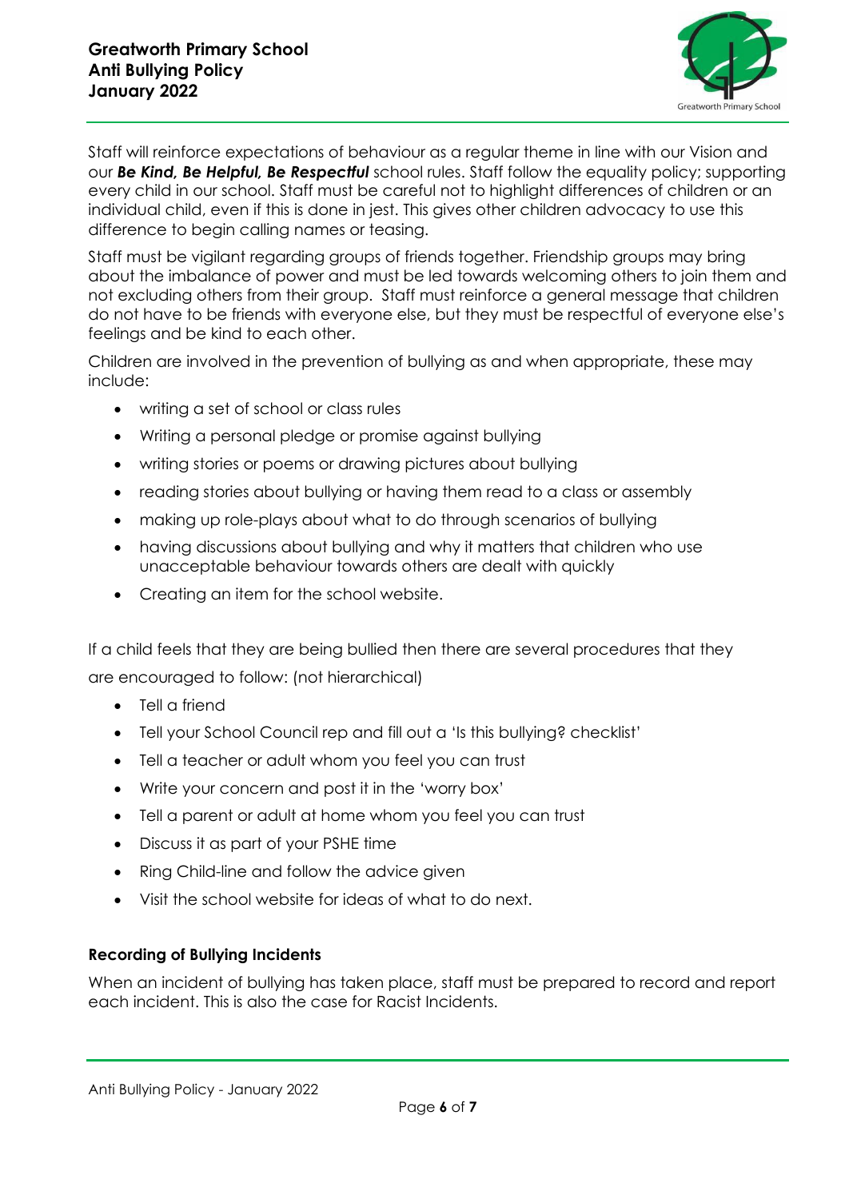Staff will reinforce expectations of behaviour as a regular theme in line with our Vision and our ***Be Kind, Be Helpful, Be Respectful*** school rules. Staff follow the equality policy; supporting every child in our school. Staff must be careful not to highlight differences of children or an individual child, even if this is done in jest. This gives other children advocacy to use this difference to begin calling names or teasing.

Staff must be vigilant regarding groups of friends together. Friendship groups may bring about the imbalance of power and must be led towards welcoming others to join them and not excluding others from their group. Staff must reinforce a general message that children do not have to be friends with everyone else, but they must be respectful of everyone else's feelings and be kind to each other.

Children are involved in the prevention of bullying as and when appropriate, these may include:

- writing a set of school or class rules
- Writing a personal pledge or promise against bullying
- writing stories or poems or drawing pictures about bullying
- reading stories about bullying or having them read to a class or assembly
- making up role-plays about what to do through scenarios of bullying
- having discussions about bullying and why it matters that children who use unacceptable behaviour towards others are dealt with quickly
- Creating an item for the school website.

If a child feels that they are being bullied then there are several procedures that they are encouraged to follow: (not hierarchical)

- Tell a friend
- Tell your School Council rep and fill out a 'Is this bullying? checklist'
- Tell a teacher or adult whom you feel you can trust
- Write your concern and post it in the 'worry box'
- Tell a parent or adult at home whom you feel you can trust
- Discuss it as part of your PSHE time
- Ring Child-line and follow the advice given
- Visit the school website for ideas of what to do next.

**Recording of Bullying Incidents**

When an incident of bullying has taken place, staff must be prepared to record and report each incident. This is also the case for Racist Incidents.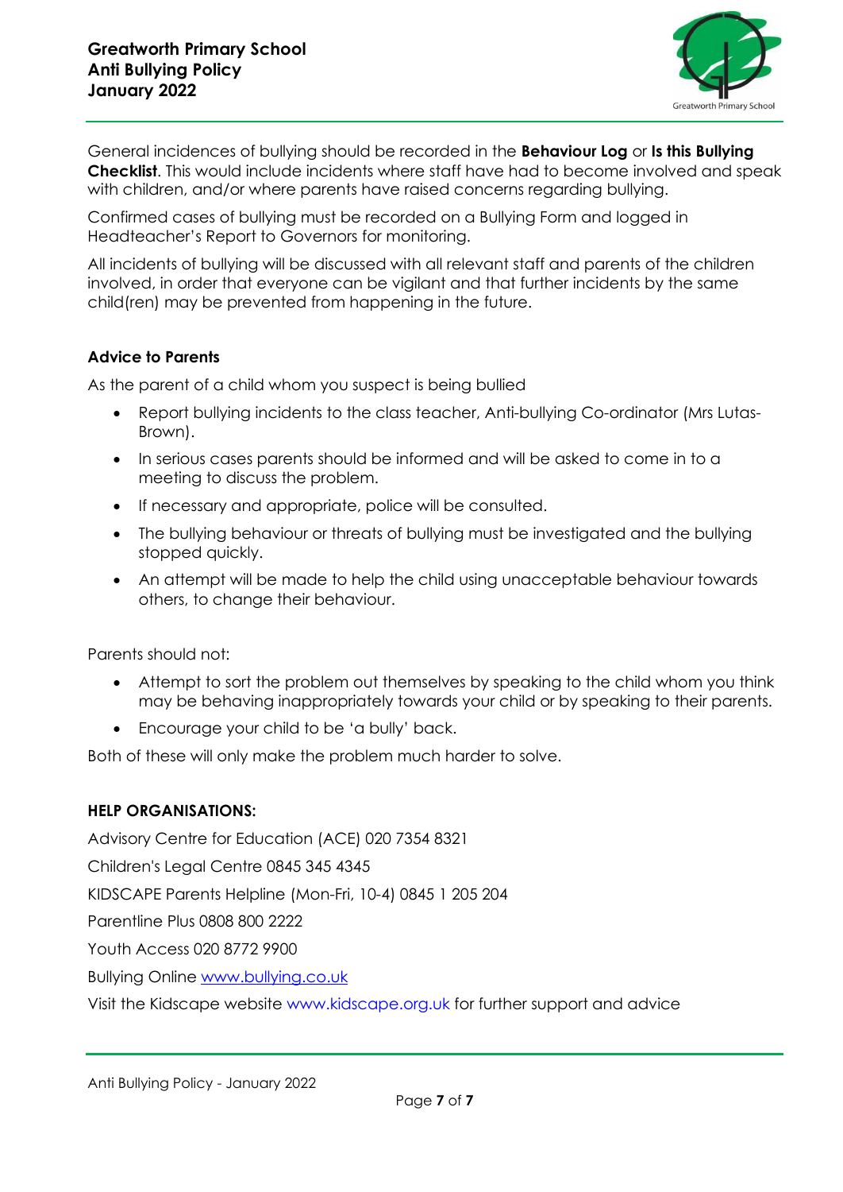General incidences of bullying should be recorded in the **Behaviour Log** or **Is this Bullying Checklist**. This would include incidents where staff have had to become involved and speak with children, and/or where parents have raised concerns regarding bullying.

Confirmed cases of bullying must be recorded on a Bullying Form and logged in Headteacher's Report to Governors for monitoring.

All incidents of bullying will be discussed with all relevant staff and parents of the children involved, in order that everyone can be vigilant and that further incidents by the same child(ren) may be prevented from happening in the future.

### Advice to Parents

As the parent of a child whom you suspect is being bullied

- Report bullying incidents to the class teacher, Anti-bullying Co-ordinator (Mrs Lutas-Brown).
- In serious cases parents should be informed and will be asked to come in to a meeting to discuss the problem.
- If necessary and appropriate, police will be consulted.
- The bullying behaviour or threats of bullying must be investigated and the bullying stopped quickly.
- An attempt will be made to help the child using unacceptable behaviour towards others, to change their behaviour.

Parents should not:

- Attempt to sort the problem out themselves by speaking to the child whom you think may be behaving inappropriately towards your child or by speaking to their parents.
- Encourage your child to be 'a bully' back.

Both of these will only make the problem much harder to solve.

### HELP ORGANISATIONS:

Advisory Centre for Education (ACE) 020 7354 8321

Children's Legal Centre 0845 345 4345

KIDSCAPE Parents Helpline (Mon-Fri, 10-4) 0845 1 205 204

Parentline Plus 0808 800 2222

Youth Access 020 8772 9900

Bullying Online www.bullying.co.uk

Visit the Kidscape website www.kidscape.org.uk for further support and advice